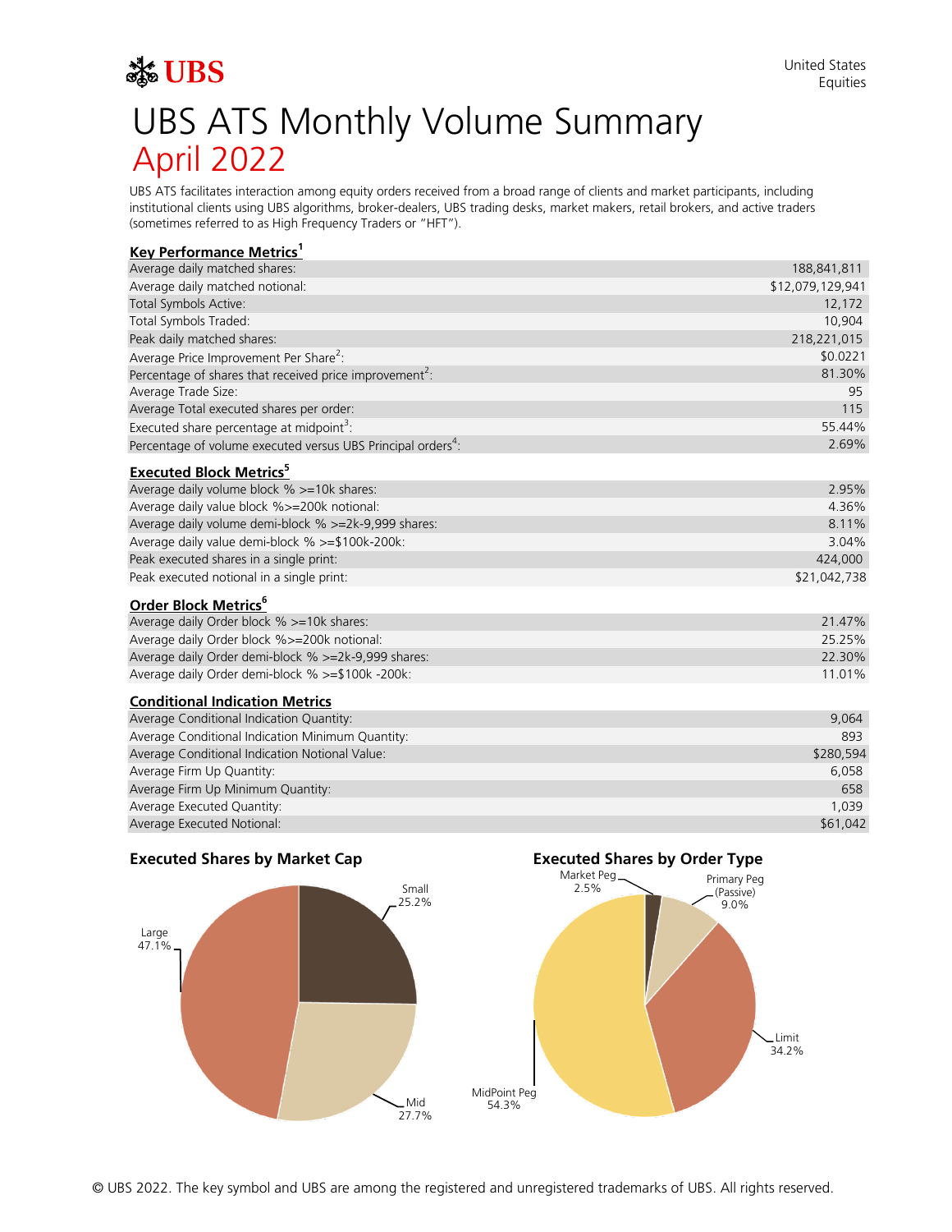UBS

United States
Equities

# UBS ATS Monthly Volume Summary
## April 2022

UBS ATS facilitates interaction among equity orders received from a broad range of clients and market participants, including institutional clients using UBS algorithms, broker-dealers, UBS trading desks, market makers, retail brokers, and active traders (sometimes referred to as High Frequency Traders or "HFT").

### Key Performance Metrics[1]

| | |
|---|---|
| Average daily matched shares: | 188,841,811 |
| Average daily matched notional: | $12,079,129,941 |
| Total Symbols Active: | 12,172 |
| Total Symbols Traded: | 10,904 |
| Peak daily matched shares: | 218,221,015 |
| Average Price Improvement Per Share[2]: | $0.0221 |
| Percentage of shares that received price improvement[2]: | 81.30% |
| Average Trade Size: | 95 |
| Average Total executed shares per order: | 115 |
| Executed share percentage at midpoint[3]: | 55.44% |
| Percentage of volume executed versus UBS Principal orders[4]: | 2.69% |

### Executed Block Metrics[5]

| | |
|---|---|
| Average daily volume block % >=10k shares: | 2.95% |
| Average daily value block %>=200k notional: | 4.36% |
| Average daily volume demi-block % >=2k-9,999 shares: | 8.11% |
| Average daily value demi-block % >=$100k-200k: | 3.04% |
| Peak executed shares in a single print: | 424,000 |
| Peak executed notional in a single print: | $21,042,738 |

### Order Block Metrics[6]

| | |
|---|---|
| Average daily Order block % >=10k shares: | 21.47% |
| Average daily Order block %>=200k notional: | 25.25% |
| Average daily Order demi-block % >=2k-9,999 shares: | 22.30% |
| Average daily Order demi-block % >=$100k -200k: | 11.01% |

### Conditional Indication Metrics

| | |
|---|---|
| Average Conditional Indication Quantity: | 9,064 |
| Average Conditional Indication Minimum Quantity: | 893 |
| Average Conditional Indication Notional Value: | $280,594 |
| Average Firm Up Quantity: | 6,058 |
| Average Firm Up Minimum Quantity: | 658 |
| Average Executed Quantity: | 1,039 |
| Average Executed Notional: | $61,042 |

### Executed Shares by Market Cap

| Market Cap | % |
|---|---|
| Large | 47.1% |
| Mid | 27.7% |
| Small | 25.2% |

### Executed Shares by Order Type

| Order Type | % |
|---|---|
| MidPoint Peg | 54.3% |
| Limit | 34.2% |
| Primary Peg (Passive) | 9.0% |
| Market Peg | 2.5% |

© UBS 2022. The key symbol and UBS are among the registered and unregistered trademarks of UBS. All rights reserved.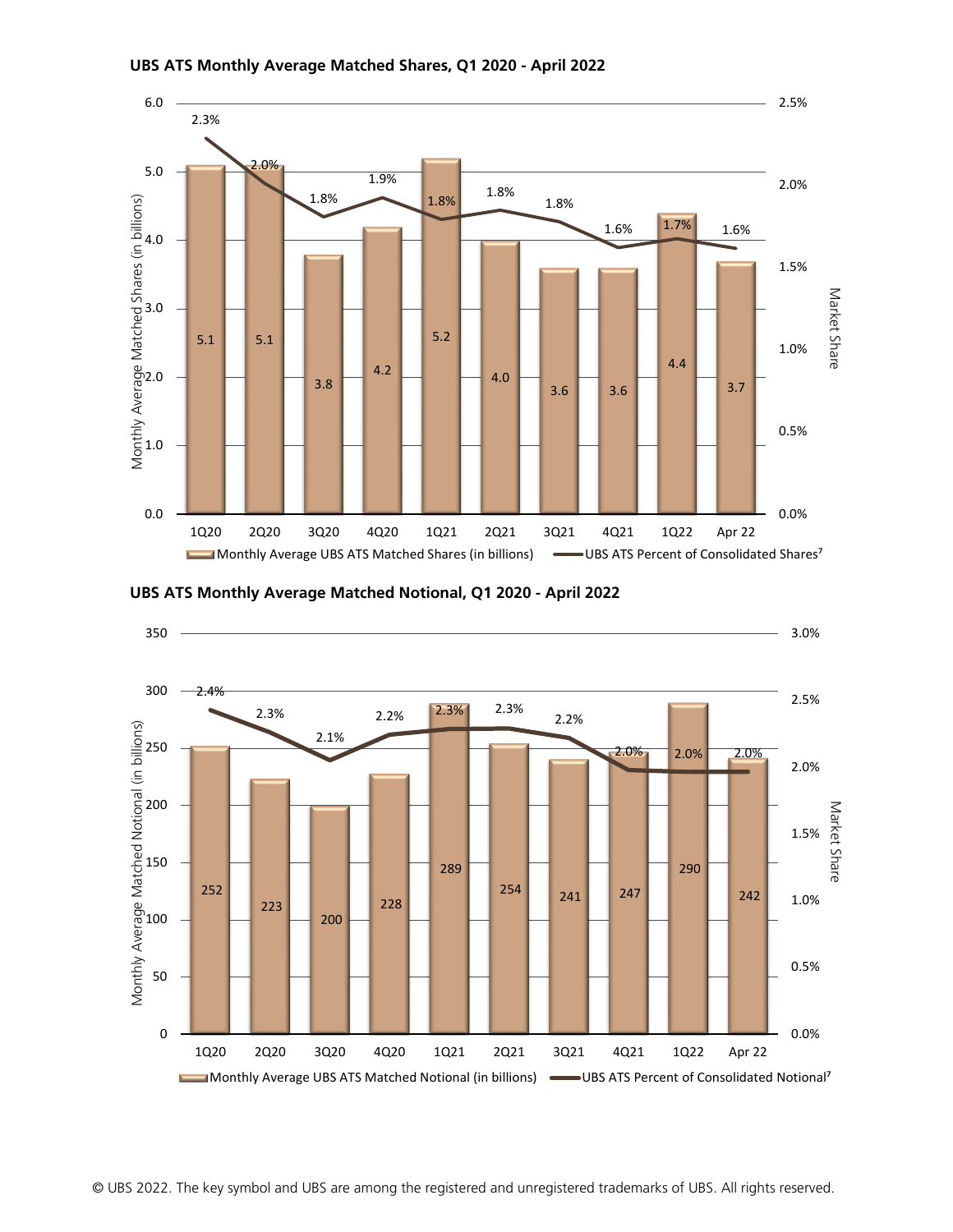**UBS ATS Monthly Average Matched Shares, Q1 2020 - April 2022**

| Period | Monthly Average UBS ATS Matched Shares (in billions) | UBS ATS Percent of Consolidated Shares[7] |
|---|---|---|
| 1Q20 | 5.1 | 2.3% |
| 2Q20 | 5.1 | 2.0% |
| 3Q20 | 3.8 | 1.8% |
| 4Q20 | 4.2 | 1.9% |
| 1Q21 | 5.2 | 1.8% |
| 2Q21 | 4.0 | 1.8% |
| 3Q21 | 3.6 | 1.8% |
| 4Q21 | 3.6 | 1.6% |
| 1Q22 | 4.4 | 1.7% |
| Apr 22 | 3.7 | 1.6% |

**UBS ATS Monthly Average Matched Notional, Q1 2020 - April 2022**

| Period | Monthly Average UBS ATS Matched Notional (in billions) | UBS ATS Percent of Consolidated Notional[7] |
|---|---|---|
| 1Q20 | 252 | 2.4% |
| 2Q20 | 223 | 2.3% |
| 3Q20 | 200 | 2.1% |
| 4Q20 | 228 | 2.2% |
| 1Q21 | 289 | 2.3% |
| 2Q21 | 254 | 2.3% |
| 3Q21 | 241 | 2.2% |
| 4Q21 | 247 | 2.0% |
| 1Q22 | 290 | 2.0% |
| Apr 22 | 242 | 2.0% |

© UBS 2022. The key symbol and UBS are among the registered and unregistered trademarks of UBS. All rights reserved.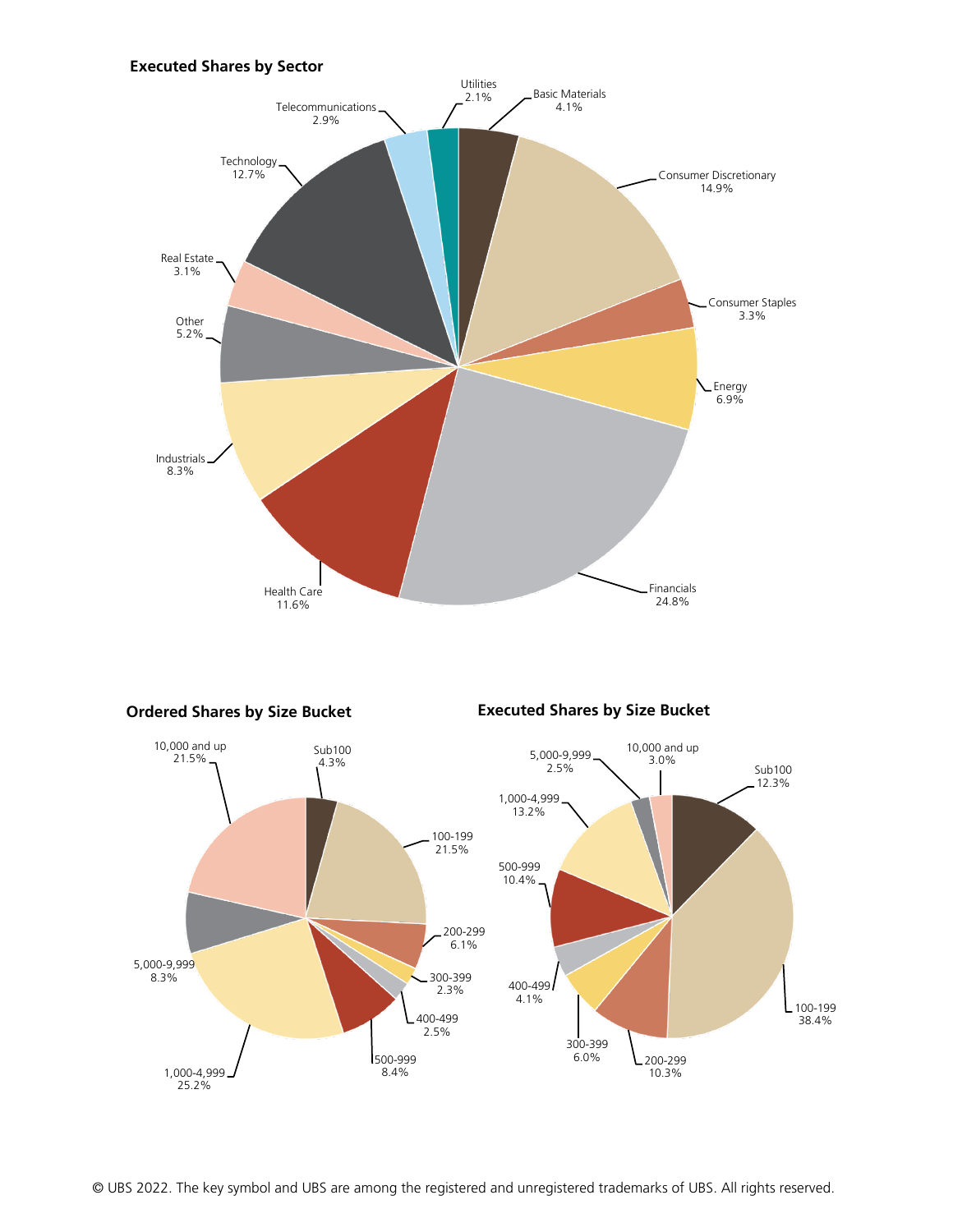## Executed Shares by Sector

| Sector | Share |
|---|---|
| Utilities | 2.1% |
| Basic Materials | 4.1% |
| Consumer Discretionary | 14.9% |
| Consumer Staples | 3.3% |
| Energy | 6.9% |
| Financials | 24.8% |
| Health Care | 11.6% |
| Industrials | 8.3% |
| Other | 5.2% |
| Real Estate | 3.1% |
| Technology | 12.7% |
| Telecommunications | 2.9% |

## Ordered Shares by Size Bucket

| Size Bucket | Share |
|---|---|
| Sub100 | 4.3% |
| 100-199 | 21.5% |
| 200-299 | 6.1% |
| 300-399 | 2.3% |
| 400-499 | 2.5% |
| 500-999 | 8.4% |
| 1,000-4,999 | 25.2% |
| 5,000-9,999 | 8.3% |
| 10,000 and up | 21.5% |

## Executed Shares by Size Bucket

| Size Bucket | Share |
|---|---|
| Sub100 | 12.3% |
| 100-199 | 38.4% |
| 200-299 | 10.3% |
| 300-399 | 6.0% |
| 400-499 | 4.1% |
| 500-999 | 10.4% |
| 1,000-4,999 | 13.2% |
| 5,000-9,999 | 2.5% |
| 10,000 and up | 3.0% |

© UBS 2022. The key symbol and UBS are among the registered and unregistered trademarks of UBS. All rights reserved.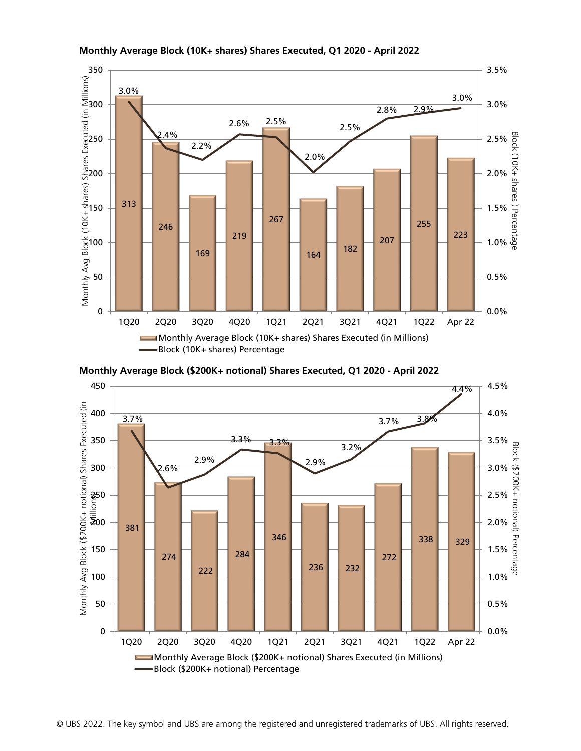**Monthly Average Block (10K+ shares) Shares Executed, Q1 2020 - April 2022**

| Period | Monthly Average Block (10K+ shares) Shares Executed (in Millions) | Block (10K+ shares) Percentage |
|---|---|---|
| 1Q20 | 313 | 3.0% |
| 2Q20 | 246 | 2.4% |
| 3Q20 | 169 | 2.2% |
| 4Q20 | 219 | 2.6% |
| 1Q21 | 267 | 2.5% |
| 2Q21 | 164 | 2.0% |
| 3Q21 | 182 | 2.5% |
| 4Q21 | 207 | 2.8% |
| 1Q22 | 255 | 2.9% |
| Apr 22 | 223 | 3.0% |

**Monthly Average Block ($200K+ notional) Shares Executed, Q1 2020 - April 2022**

| Period | Monthly Average Block ($200K+ notional) Shares Executed (in Millions) | Block ($200K+ notional) Percentage |
|---|---|---|
| 1Q20 | 381 | 3.7% |
| 2Q20 | 274 | 2.6% |
| 3Q20 | 222 | 2.9% |
| 4Q20 | 284 | 3.3% |
| 1Q21 | 346 | 3.3% |
| 2Q21 | 236 | 2.9% |
| 3Q21 | 232 | 3.2% |
| 4Q21 | 272 | 3.7% |
| 1Q22 | 338 | 3.8% |
| Apr 22 | 329 | 4.4% |

© UBS 2022. The key symbol and UBS are among the registered and unregistered trademarks of UBS. All rights reserved.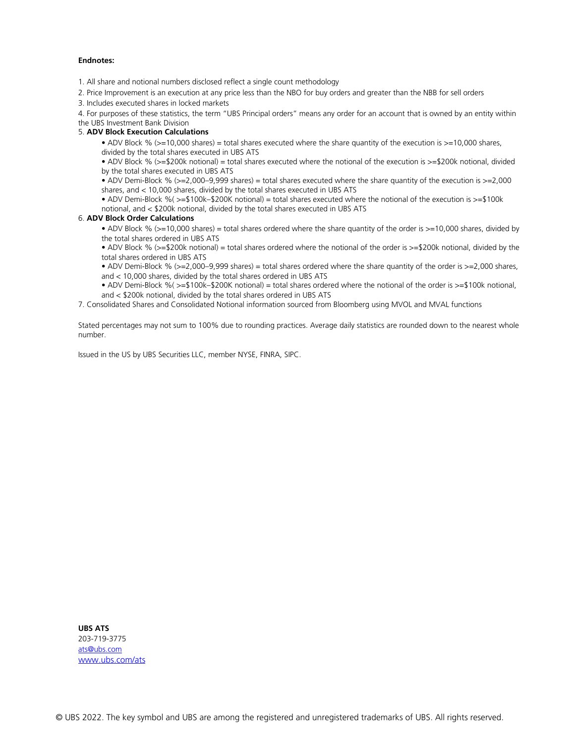**Endnotes:**

1. All share and notional numbers disclosed reflect a single count methodology
2. Price Improvement is an execution at any price less than the NBO for buy orders and greater than the NBB for sell orders
3. Includes executed shares in locked markets
4. For purposes of these statistics, the term "UBS Principal orders" means any order for an account that is owned by an entity within the UBS Investment Bank Division
5. **ADV Block Execution Calculations**
   - ADV Block % (>=10,000 shares) = total shares executed where the share quantity of the execution is >=10,000 shares, divided by the total shares executed in UBS ATS
   - ADV Block % (>=$200k notional) = total shares executed where the notional of the execution is >=$200k notional, divided by the total shares executed in UBS ATS
   - ADV Demi-Block % (>=2,000–9,999 shares) = total shares executed where the share quantity of the execution is >=2,000 shares, and < 10,000 shares, divided by the total shares executed in UBS ATS
   - ADV Demi-Block %( >=$100k–$200K notional) = total shares executed where the notional of the execution is >=$100k notional, and < $200k notional, divided by the total shares executed in UBS ATS
6. **ADV Block Order Calculations**
   - ADV Block % (>=10,000 shares) = total shares ordered where the share quantity of the order is >=10,000 shares, divided by the total shares ordered in UBS ATS
   - ADV Block % (>=$200k notional) = total shares ordered where the notional of the order is >=$200k notional, divided by the total shares ordered in UBS ATS
   - ADV Demi-Block % (>=2,000–9,999 shares) = total shares ordered where the share quantity of the order is >=2,000 shares, and < 10,000 shares, divided by the total shares ordered in UBS ATS
   - ADV Demi-Block %( >=$100k–$200K notional) = total shares ordered where the notional of the order is >=$100k notional, and < $200k notional, divided by the total shares ordered in UBS ATS
7. Consolidated Shares and Consolidated Notional information sourced from Bloomberg using MVOL and MVAL functions

Stated percentages may not sum to 100% due to rounding practices. Average daily statistics are rounded down to the nearest whole number.

Issued in the US by UBS Securities LLC, member NYSE, FINRA, SIPC.

**UBS ATS**
203-719-3775
ats@ubs.com
www.ubs.com/ats

© UBS 2022. The key symbol and UBS are among the registered and unregistered trademarks of UBS. All rights reserved.